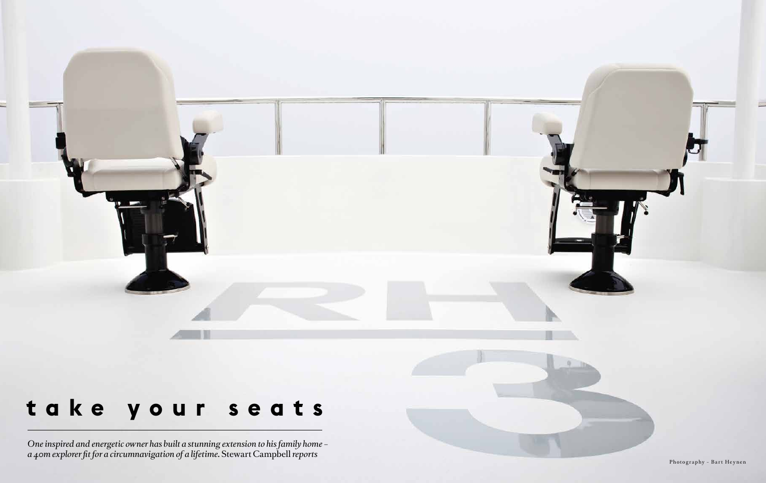# take your seats

*One inspired and energetic owner has built a stunning extension to his family home – a 40m explorer fit for a circumnavigation of a lifetime.* Stewart Campbell *reports*

Photography – Bart Heynen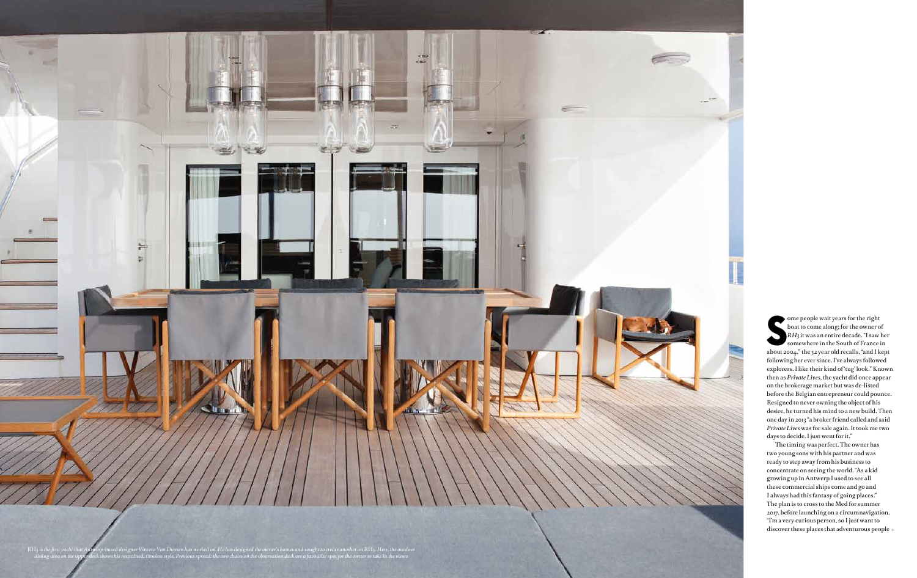Some people wait years for the right boat to come along; for the owner of *RH3* it was an entire decade. "I saw her somewhere in the South of France in about 2004," the 52 year old recalls, "and I kept following her ever since. I've always followed explorers. I like their kind of 'tug' look." Known then as *Private Lives*, the yacht did once appear on the brokerage market but was de-listed before the Belgian entrepreneur could pounce. Resigned to never owning the object of his desire, he turned his mind to a new build. Then one day in 2013 "a broker friend called and said *Private Lives* was for sale again. It took me two days to decide. I just went for it."

The timing was perfect. The owner has two young sons with his partner and was ready to step away from his business to concentrate on seeing the world. "As a kid growing up in Antwerp I used to see all these commercial ships come and go and I always had this fantasy of going places." The plan is to cross to the Med for summer 2017, before launching on a circumnavigation. "I'm a very curious person, so I just want to discover these places that adventurous people

*RH3 is the first yacht that Antwerp-based designer Vincent Van Duysen has worked on. He has designed the owner's homes and sought to create another on RH3. Here, the outdoor dining area on the upper deck shows his restrained, timeless style. Previous spread: the two chairs on the observation deck are a favourite spot for the owner to take in the views*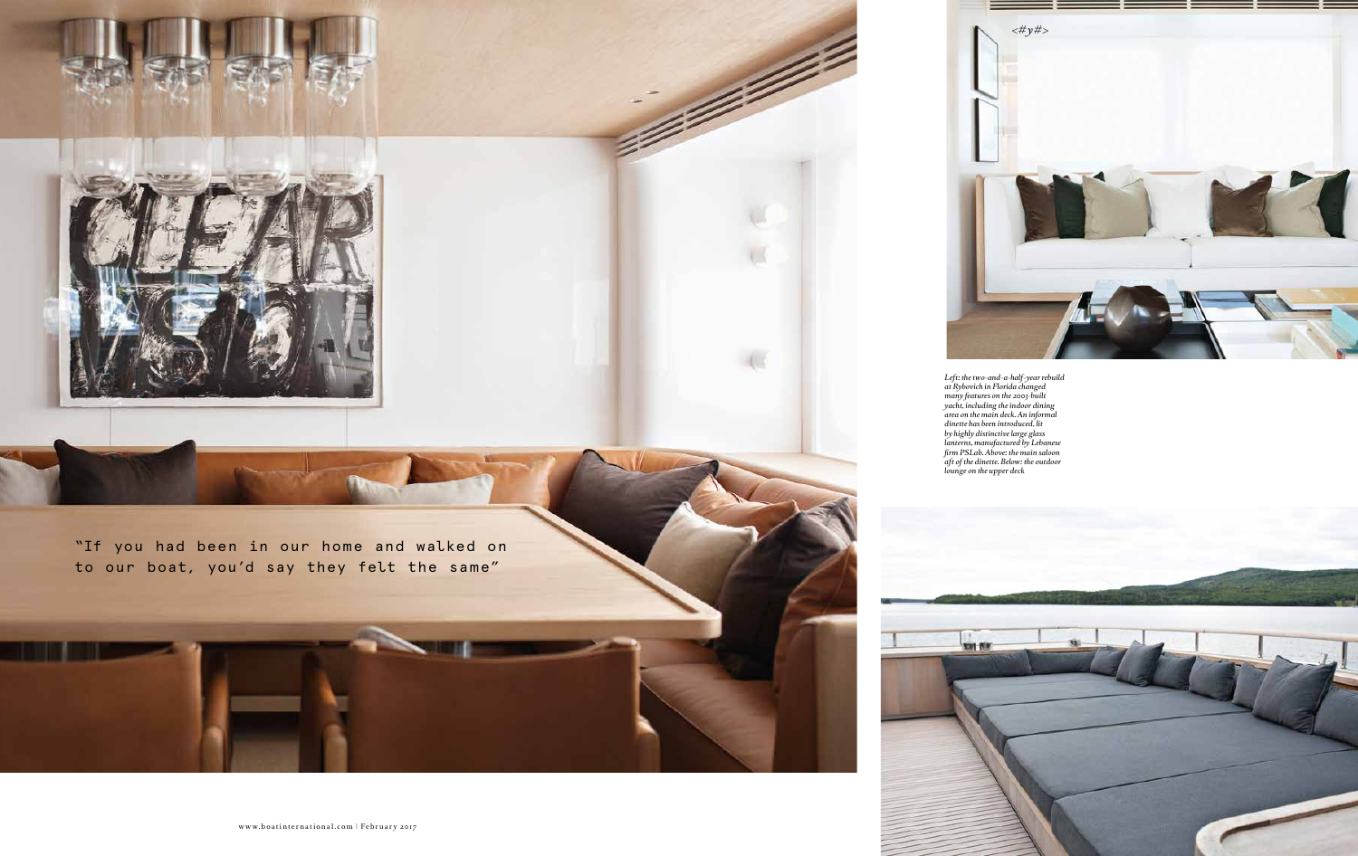"If you had been in our home and walked on to our boat, you'd say they felt the same"

*Left: the two-and-a-half-year rebuild at Rybovich in Florida changed many features on the 2003-built yacht, including the indoor dining area on the main deck. An informal dinette has been introduced, lit by highly distinctive large glass lanterns, manufactured by Lebanese firm PSLab. Above: the main saloon aft of the dinette. Below: the outdoor lounge on the upper deck*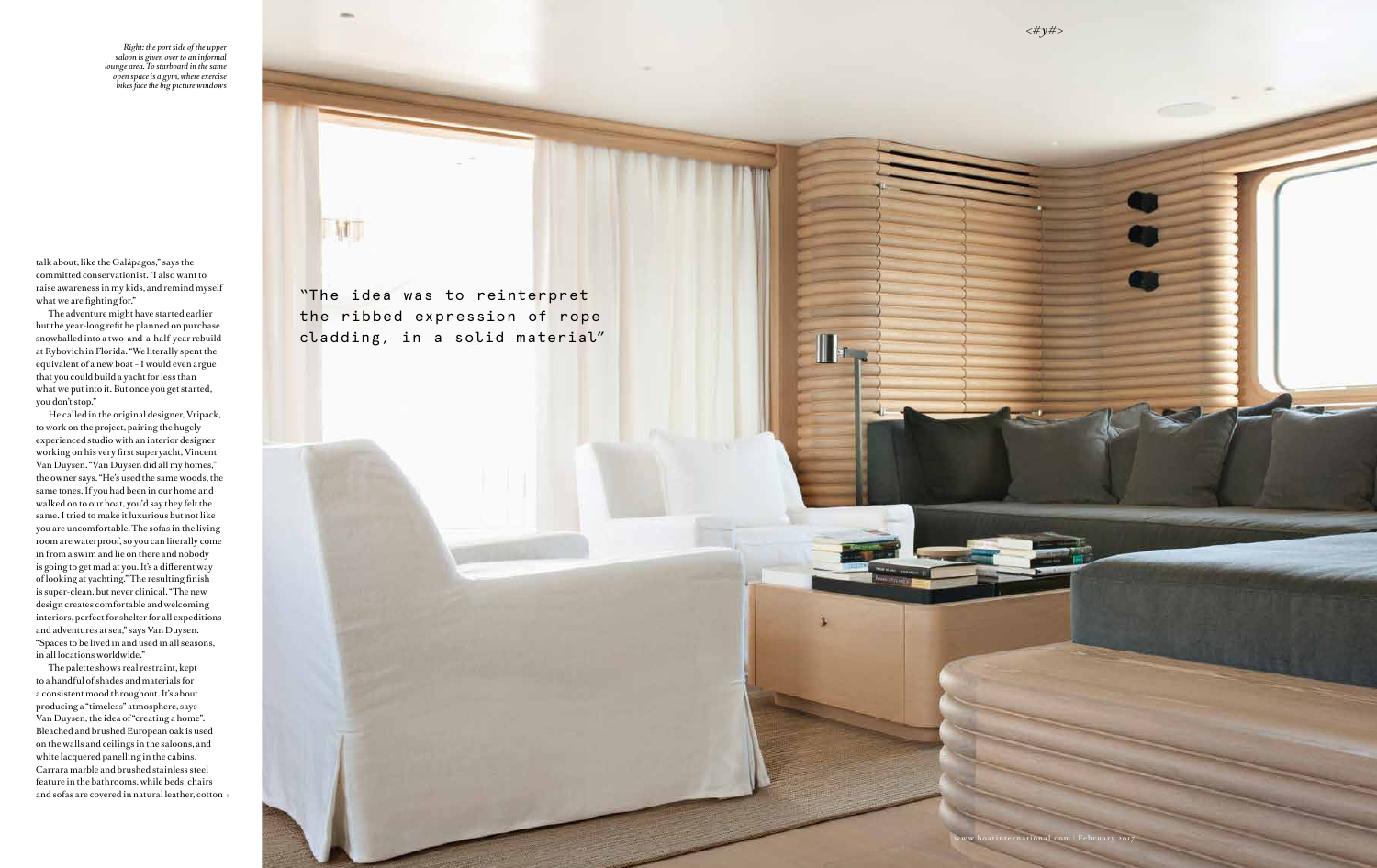*Right: the port side of the upper saloon is given over to an informal lounge area. To starboard in the same open space is a gym, where exercise bikes face the big picture windows*

talk about, like the Galápagos," says the committed conservationist. "I also want to raise awareness in my kids, and remind myself what we are fighting for."

The adventure might have started earlier but the year-long refit he planned on purchase snowballed into a two-and-a-half-year rebuild at Rybovich in Florida. "We literally spent the equivalent of a new boat – I would even argue that you could build a yacht for less than what we put into it. But once you get started, you don't stop."

He called in the original designer, Vripack, to work on the project, pairing the hugely experienced studio with an interior designer working on his very first superyacht, Vincent Van Duysen. "Van Duysen did all my homes," the owner says. "He's used the same woods, the same tones. If you had been in our home and walked on to our boat, you'd say they felt the same. I tried to make it luxurious but not like you are uncomfortable. The sofas in the living room are waterproof, so you can literally come in from a swim and lie on there and nobody is going to get mad at you. It's a different way of looking at yachting." The resulting finish is super-clean, but never clinical. "The new design creates comfortable and welcoming interiors, perfect for shelter for all expeditions and adventures at sea," says Van Duysen. "Spaces to be lived in and used in all seasons, in all locations worldwide."

The palette shows real restraint, kept to a handful of shades and materials for a consistent mood throughout. It's about producing a "timeless" atmosphere, says Van Duysen, the idea of "creating a home". Bleached and brushed European oak is used on the walls and ceilings in the saloons, and white lacquered panelling in the cabins. Carrara marble and brushed stainless steel feature in the bathrooms, while beds, chairs and sofas are covered in natural leather, cotton

"The idea was to reinterpret the ribbed expression of rope cladding, in a solid material"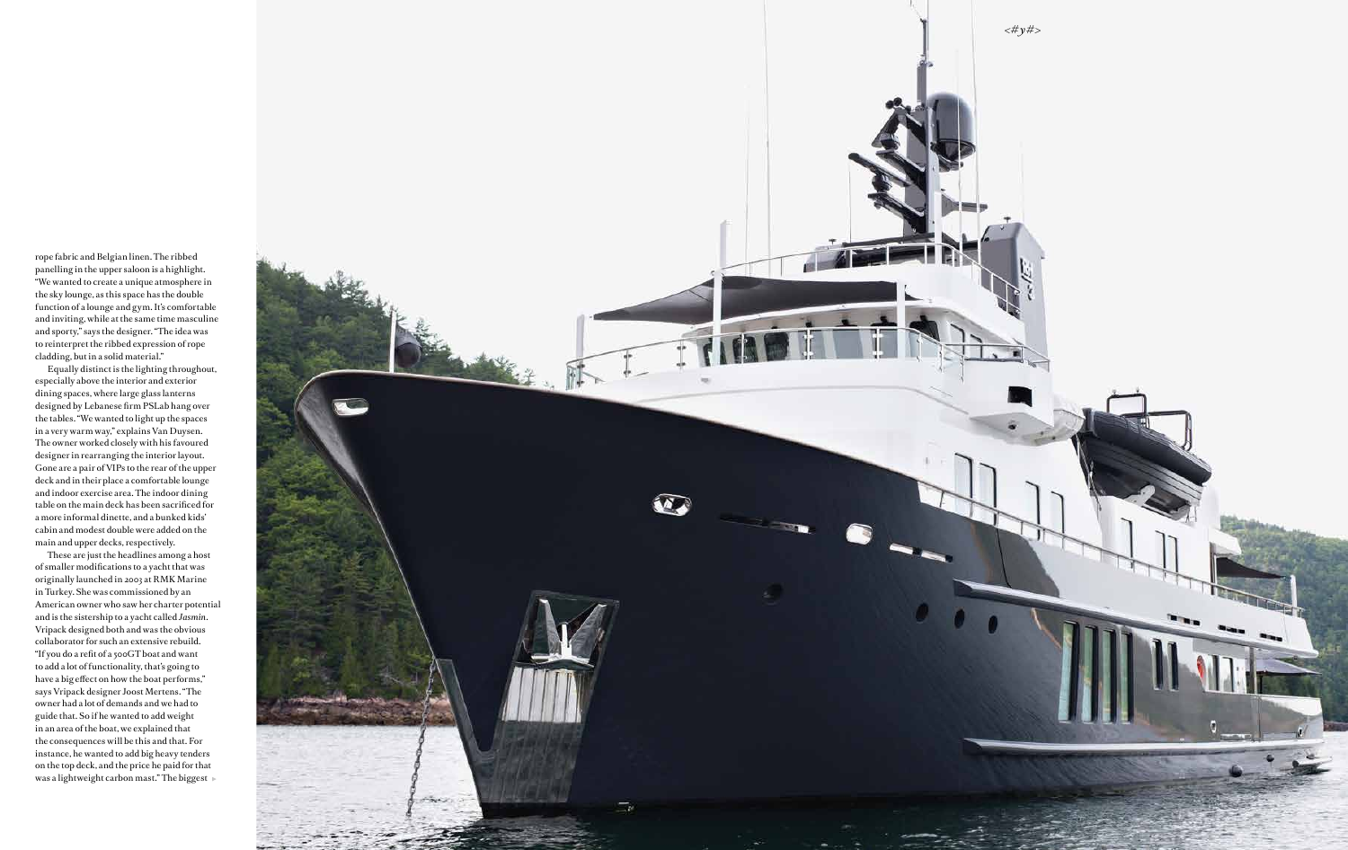rope fabric and Belgian linen. The ribbed panelling in the upper saloon is a highlight. "We wanted to create a unique atmosphere in the sky lounge, as this space has the double function of a lounge and gym. It's comfortable and inviting, while at the same time masculine and sporty," says the designer. "The idea was to reinterpret the ribbed expression of rope cladding, but in a solid material."

Equally distinct is the lighting throughout, especially above the interior and exterior dining spaces, where large glass lanterns designed by Lebanese firm PSLab hang over the tables. "We wanted to light up the spaces in a very warm way," explains Van Duysen. The owner worked closely with his favoured designer in rearranging the interior layout. Gone are a pair of VIPs to the rear of the upper deck and in their place a comfortable lounge and indoor exercise area. The indoor dining table on the main deck has been sacrificed for a more informal dinette, and a bunked kids' cabin and modest double were added on the main and upper decks, respectively.

These are just the headlines among a host of smaller modifications to a yacht that was originally launched in 2003 at RMK Marine in Turkey. She was commissioned by an American owner who saw her charter potential and is the sistership to a yacht called *Jasmin*. Vripack designed both and was the obvious collaborator for such an extensive rebuild. "If you do a refit of a 500GT boat and want to add a lot of functionality, that's going to have a big effect on how the boat performs," says Vripack designer Joost Mertens. "The owner had a lot of demands and we had to guide that. So if he wanted to add weight in an area of the boat, we explained that the consequences will be this and that. For instance, he wanted to add big heavy tenders on the top deck, and the price he paid for that was a lightweight carbon mast." The biggest »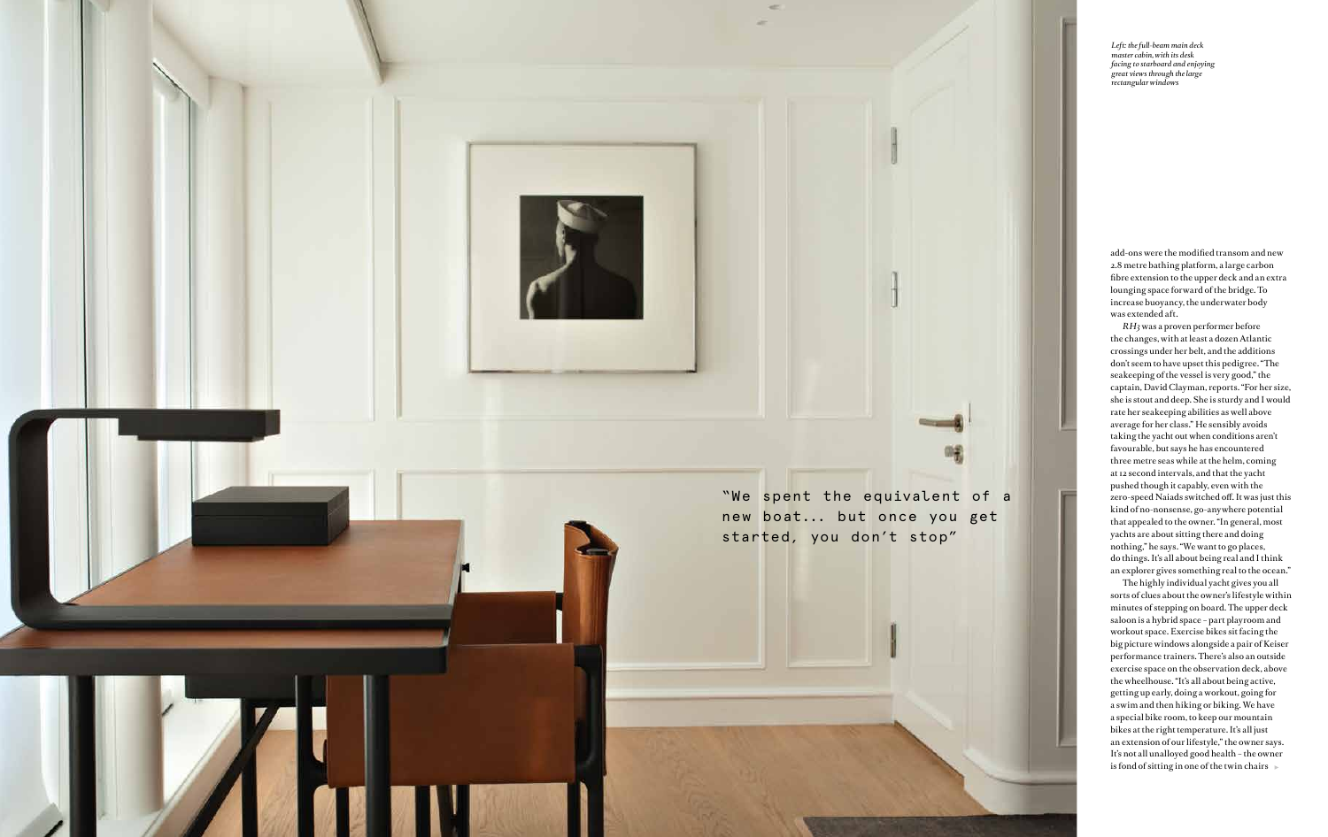*Left: the full-beam main deck master cabin, with its desk facing to starboard and enjoying great views through the large rectangular windows*

"We spent the equivalent of a new boat... but once you get started, you don't stop"

add-ons were the modified transom and new 2.8 metre bathing platform, a large carbon fibre extension to the upper deck and an extra lounging space forward of the bridge. To increase buoyancy, the underwater body was extended aft.

*RH3* was a proven performer before the changes, with at least a dozen Atlantic crossings under her belt, and the additions don't seem to have upset this pedigree. "The seakeeping of the vessel is very good," the captain, David Clayman, reports. "For her size, she is stout and deep. She is sturdy and I would rate her seakeeping abilities as well above average for her class." He sensibly avoids taking the yacht out when conditions aren't favourable, but says he has encountered three metre seas while at the helm, coming at 12 second intervals, and that the yacht pushed though it capably, even with the zero-speed Naiads switched off. It was just this kind of no-nonsense, go-anywhere potential that appealed to the owner. "In general, most yachts are about sitting there and doing nothing," he says. "We want to go places, do things. It's all about being real and I think an explorer gives something real to the ocean."

The highly individual yacht gives you all sorts of clues about the owner's lifestyle within minutes of stepping on board. The upper deck saloon is a hybrid space – part playroom and workout space. Exercise bikes sit facing the big picture windows alongside a pair of Keiser performance trainers. There's also an outside exercise space on the observation deck, above the wheelhouse. "It's all about being active, getting up early, doing a workout, going for a swim and then hiking or biking. We have a special bike room, to keep our mountain bikes at the right temperature. It's all just an extension of our lifestyle," the owner says. It's not all unalloyed good health – the owner is fond of sitting in one of the twin chairs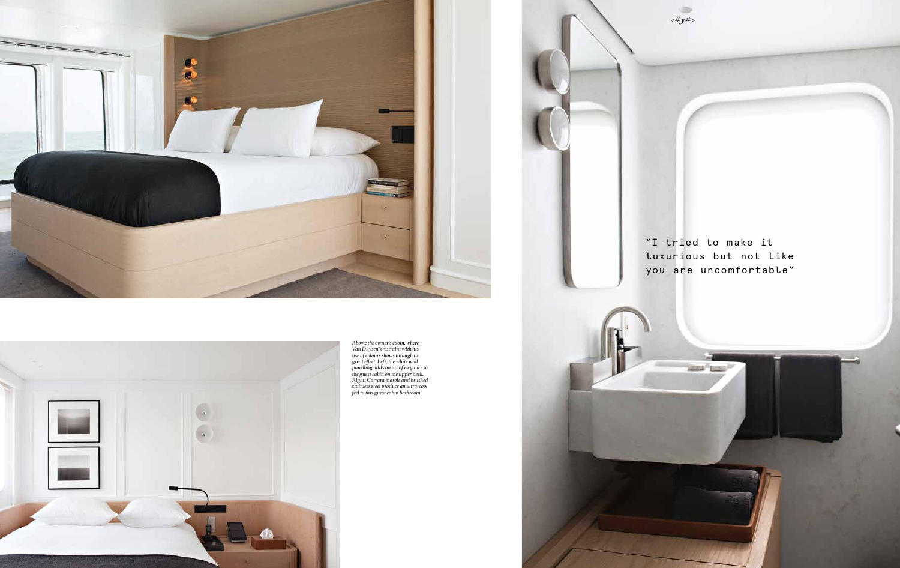*Above: the owner's cabin, where Van Duysen's restraint with his use of colours shows through to great effect. Left: the white wall panelling adds an air of elegance to the guest cabin on the upper deck. Right: Carrara marble and brushed stainless steel produce an ultra-cool feel to this guest cabin bathroom*

"I tried to make it luxurious but not like you are uncomfortable"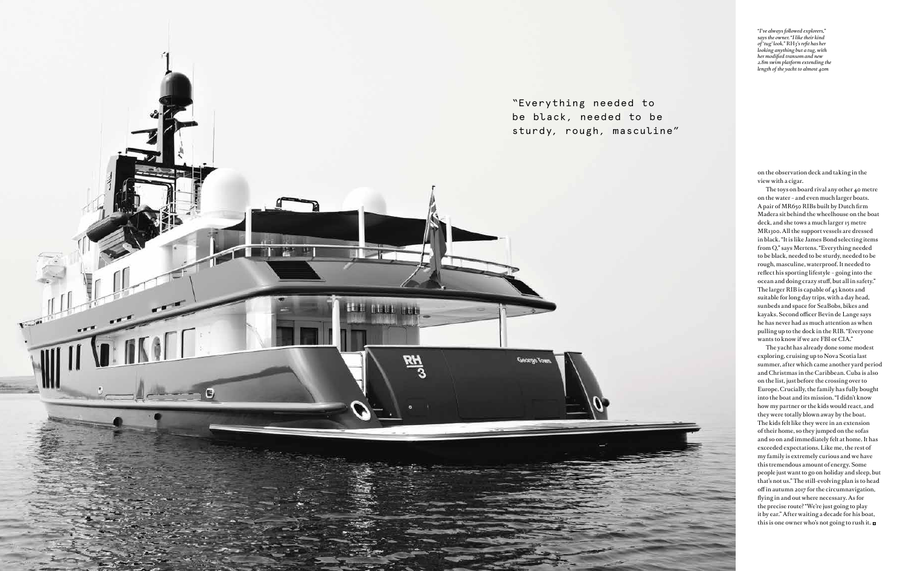*"I've always followed explorers," says the owner. "I like their kind of 'tug' look." RH3's refit has her looking anything but a tug, with her modified transom and new 2.8m swim platform extending the length of the yacht to almost 40m*

"Everything needed to be black, needed to be sturdy, rough, masculine"

on the observation deck and taking in the view with a cigar.

The toys on board rival any other 40 metre on the water – and even much larger boats. A pair of MR650 RIBs built by Dutch firm Madera sit behind the wheelhouse on the boat deck, and she tows a much larger 15 metre MR1300. All the support vessels are dressed in black. "It is like James Bond selecting items from Q," says Mertens. "Everything needed to be black, needed to be sturdy, needed to be rough, masculine, waterproof. It needed to reflect his sporting lifestyle – going into the ocean and doing crazy stuff, but all in safety." The larger RIB is capable of 45 knots and suitable for long day trips, with a day head, sunbeds and space for SeaBobs, bikes and kayaks. Second officer Bevin de Lange says he has never had as much attention as when pulling up to the dock in the RIB. "Everyone wants to know if we are FBI or CIA."

The yacht has already done some modest exploring, cruising up to Nova Scotia last summer, after which came another yard period and Christmas in the Caribbean. Cuba is also on the list, just before the crossing over to Europe. Crucially, the family has fully bought into the boat and its mission. "I didn't know how my partner or the kids would react, and they were totally blown away by the boat. The kids felt like they were in an extension of their home, so they jumped on the sofas and so on and immediately felt at home. It has exceeded expectations. Like me, the rest of my family is extremely curious and we have this tremendous amount of energy. Some people just want to go on holiday and sleep, but that's not us." The still-evolving plan is to head off in autumn 2017 for the circumnavigation, flying in and out where necessary. As for the precise route? "We're just going to play it by ear." After waiting a decade for his boat, this is one owner who's not going to rush it.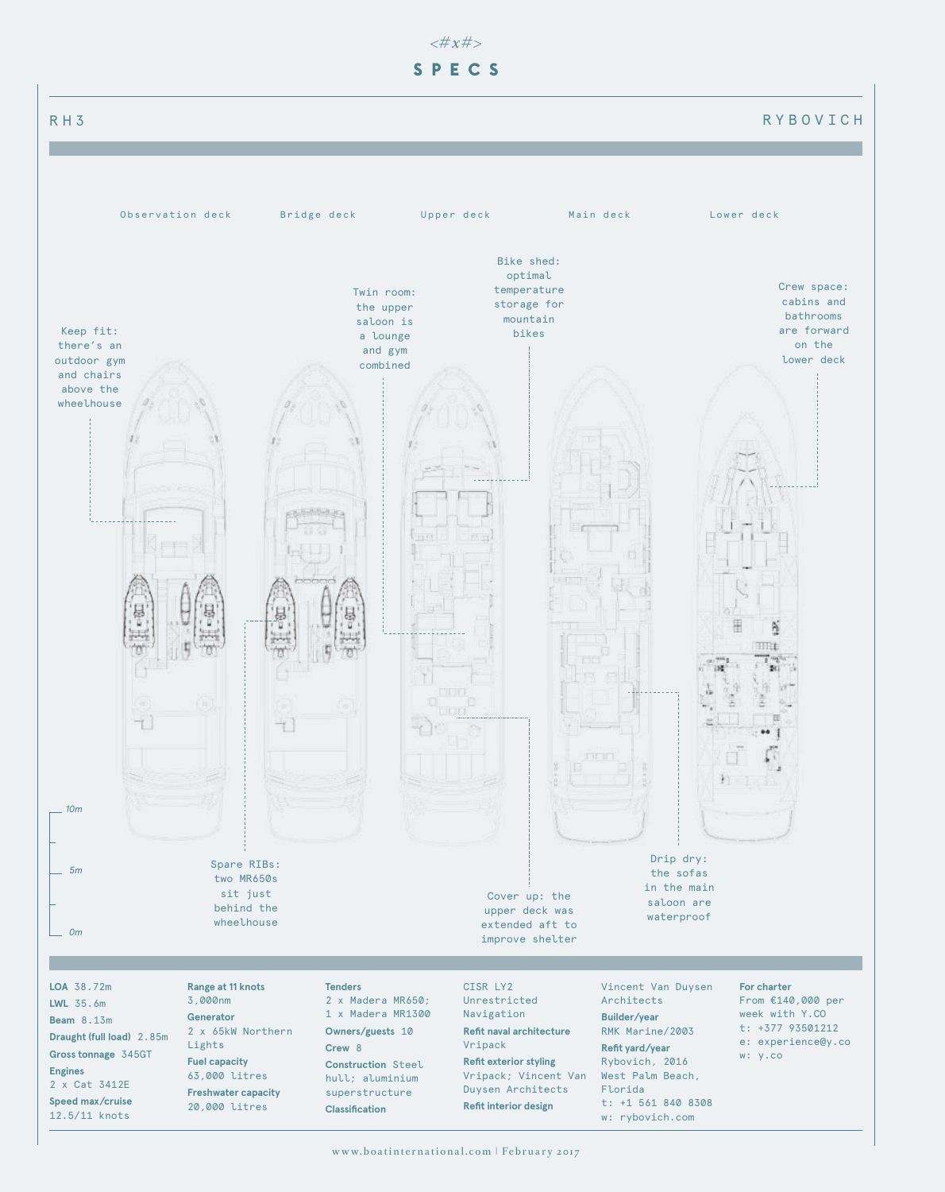<#x#>

# SPECS

RH3 RYBOVICH

Observation deck Bridge deck Upper deck Main deck Lower deck

Keep fit: there's an outdoor gym and chairs above the wheelhouse

Twin room: the upper saloon is a lounge and gym combined

Bike shed: optimal temperature storage for mountain bikes

Crew space: cabins and bathrooms are forward on the lower deck

Spare RIBs: two MR650s sit just behind the wheelhouse

Cover up: the upper deck was extended aft to improve shelter

Drip dry: the sofas in the main saloon are waterproof

10m

5m

0m

**LOA** 38.72m
**LWL** 35.6m
**Beam** 8.13m
**Draught (full load)** 2.85m
**Gross tonnage** 345GT
**Engines**
2 x Cat 3412E
**Speed max/cruise**
12.5/11 knots

**Range at 11 knots**
3,000nm
**Generator**
2 x 65kW Northern Lights
**Fuel capacity**
63,000 litres
**Freshwater capacity**
20,000 litres

**Tenders**
2 x Madera MR650; 1 x Madera MR1300
**Owners/guests** 10
**Crew** 8
**Construction** Steel hull; aluminium superstructure
**Classification**
CISR LY2 Unrestricted Navigation

**Refit naval architecture**
Vripack
**Refit exterior styling**
Vripack; Vincent Van Duysen Architects
**Refit interior design**
Vincent Van Duysen Architects

**Builder/year**
RMK Marine/2003
**Refit yard/year**
Rybovich, 2016
West Palm Beach, Florida
t: +1 561 840 8308
w: rybovich.com

**For charter**
From €140,000 per week with Y.CO
t: +377 93501212
e: experience@y.co
w: y.co